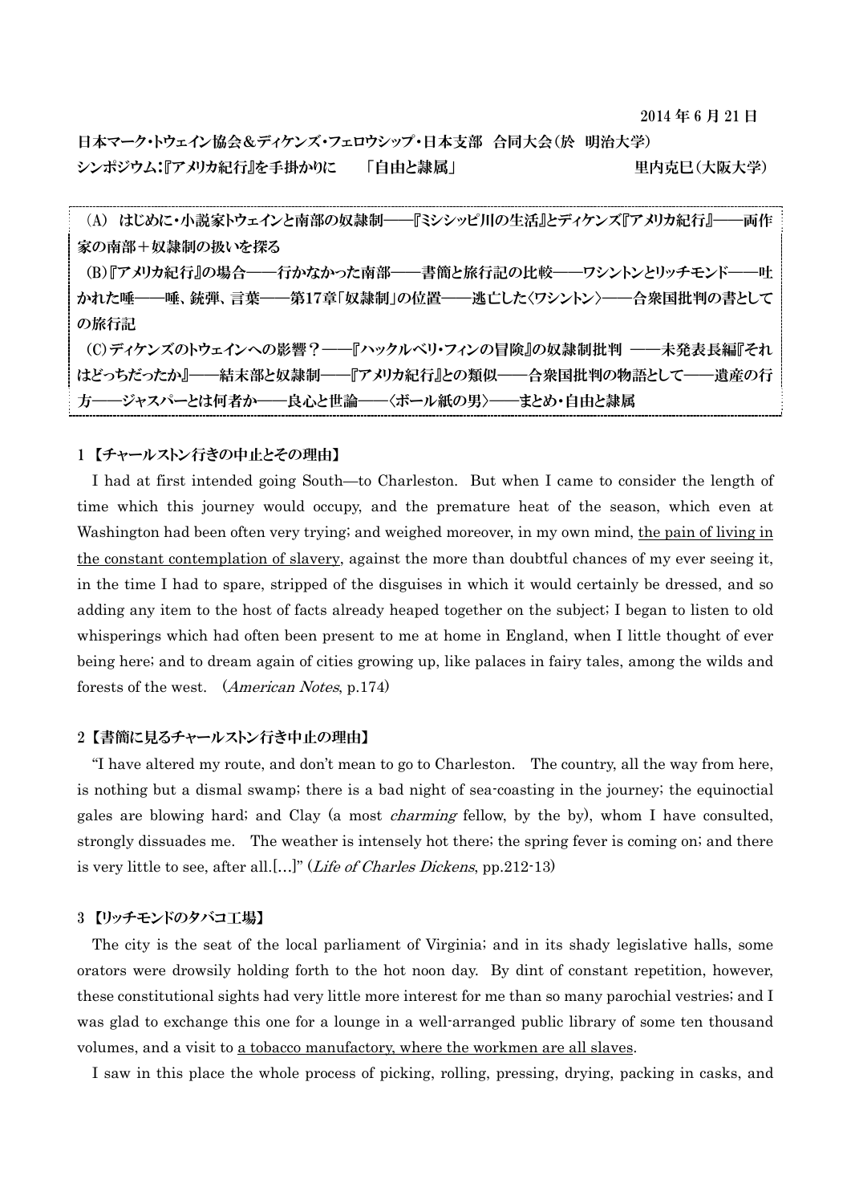2014 年 6 月 21 日

**日本マーク・トウェイン協会＆ディケンズ・フェロウシップ・日本支部　合同大会（於　明治大学）**
**シンポジウム：『アメリカ紀行』を手掛かりに　　「自由と隷属」　　　　　　　　　　　　里内克巳（大阪大学）**

**（A）　はじめに・小説家トウェインと南部の奴隷制――『ミシシッピ川の生活』とディケンズ『アメリカ紀行』――両作家の南部＋奴隷制の扱いを探る**
**（B）『アメリカ紀行』の場合――行かなかった南部――書簡と旅行記の比較――ワシントンとリッチモンド――吐かれた唾――唾、銃弾、言葉――第17章「奴隷制」の位置――逃亡した〈ワシントン〉――合衆国批判の書としての旅行記**
**（C）ディケンズのトウェインへの影響？――『ハックルベリ・フィンの冒険』の奴隷制批判　――未発表長編『それはどっちだったか』――結末部と奴隷制――『アメリカ紀行』との類似――合衆国批判の物語として――遺産の行方――ジャスパーとは何者か――良心と世論――〈ボール紙の男〉――まとめ・自由と隷属**

### 1 【チャールストン行きの中止とその理由】

I had at first intended going South—to Charleston. But when I came to consider the length of time which this journey would occupy, and the premature heat of the season, which even at Washington had been often very trying; and weighed moreover, in my own mind, <u>the pain of living in the constant contemplation of slavery</u>, against the more than doubtful chances of my ever seeing it, in the time I had to spare, stripped of the disguises in which it would certainly be dressed, and so adding any item to the host of facts already heaped together on the subject; I began to listen to old whisperings which had often been present to me at home in England, when I little thought of ever being here; and to dream again of cities growing up, like palaces in fairy tales, among the wilds and forests of the west. (*American Notes*, p.174)

### 2【書簡に見るチャールストン行き中止の理由】

"I have altered my route, and don't mean to go to Charleston. The country, all the way from here, is nothing but a dismal swamp; there is a bad night of sea-coasting in the journey; the equinoctial gales are blowing hard; and Clay (a most *charming* fellow, by the by), whom I have consulted, strongly dissuades me. The weather is intensely hot there; the spring fever is coming on; and there is very little to see, after all.[…]" (*Life of Charles Dickens*, pp.212-13)

### 3 【リッチモンドのタバコ工場】

The city is the seat of the local parliament of Virginia; and in its shady legislative halls, some orators were drowsily holding forth to the hot noon day. By dint of constant repetition, however, these constitutional sights had very little more interest for me than so many parochial vestries; and I was glad to exchange this one for a lounge in a well-arranged public library of some ten thousand volumes, and a visit to <u>a tobacco manufactory, where the workmen are all slaves</u>.

I saw in this place the whole process of picking, rolling, pressing, drying, packing in casks, and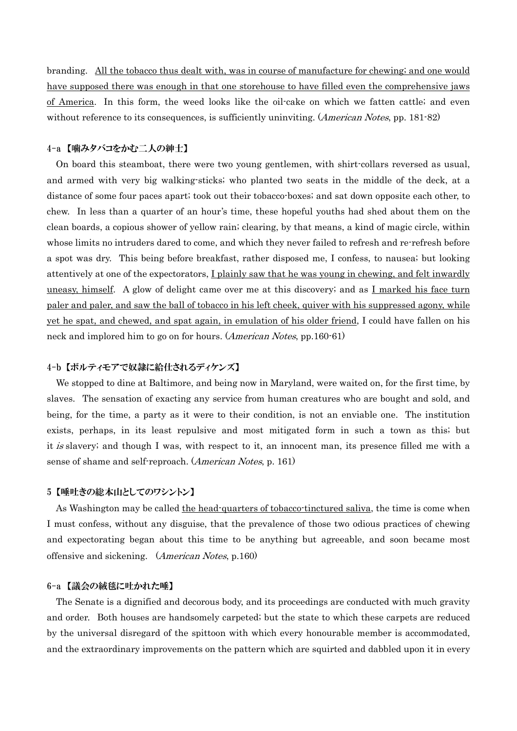branding. <u>All the tobacco thus dealt with, was in course of manufacture for chewing; and one would have supposed there was enough in that one storehouse to have filled even the comprehensive jaws of America</u>. In this form, the weed looks like the oil-cake on which we fatten cattle; and even without reference to its consequences, is sufficiently uninviting. (*American Notes*, pp. 181-82)

### 4-a 【噛みタバコをかむ二人の紳士】

On board this steamboat, there were two young gentlemen, with shirt-collars reversed as usual, and armed with very big walking-sticks; who planted two seats in the middle of the deck, at a distance of some four paces apart; took out their tobacco-boxes; and sat down opposite each other, to chew. In less than a quarter of an hour's time, these hopeful youths had shed about them on the clean boards, a copious shower of yellow rain; clearing, by that means, a kind of magic circle, within whose limits no intruders dared to come, and which they never failed to refresh and re-refresh before a spot was dry. This being before breakfast, rather disposed me, I confess, to nausea; but looking attentively at one of the expectorators, <u>I plainly saw that he was young in chewing, and felt inwardly uneasy, himself</u>. A glow of delight came over me at this discovery; and as <u>I marked his face turn paler and paler, and saw the ball of tobacco in his left cheek, quiver with his suppressed agony, while yet he spat, and chewed, and spat again, in emulation of his older friend</u>, I could have fallen on his neck and implored him to go on for hours. (*American Notes*, pp.160-61)

### 4-b【ボルティモアで奴隷に給仕されるディケンズ】

We stopped to dine at Baltimore, and being now in Maryland, were waited on, for the first time, by slaves. The sensation of exacting any service from human creatures who are bought and sold, and being, for the time, a party as it were to their condition, is not an enviable one. The institution exists, perhaps, in its least repulsive and most mitigated form in such a town as this; but it *is* slavery; and though I was, with respect to it, an innocent man, its presence filled me with a sense of shame and self-reproach. (*American Notes*, p. 161)

### 5【唾吐きの総本山としてのワシントン】

As Washington may be called <u>the head-quarters of tobacco-tinctured saliva</u>, the time is come when I must confess, without any disguise, that the prevalence of those two odious practices of chewing and expectorating began about this time to be anything but agreeable, and soon became most offensive and sickening. (*American Notes*, p.160)

### 6-a【議会の絨毯に吐かれた唾】

The Senate is a dignified and decorous body, and its proceedings are conducted with much gravity and order. Both houses are handsomely carpeted; but the state to which these carpets are reduced by the universal disregard of the spittoon with which every honourable member is accommodated, and the extraordinary improvements on the pattern which are squirted and dabbled upon it in every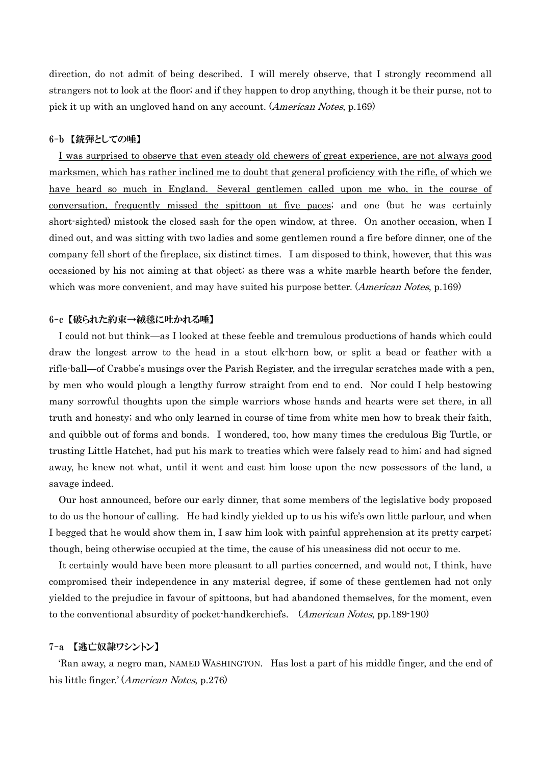direction, do not admit of being described. I will merely observe, that I strongly recommend all strangers not to look at the floor; and if they happen to drop anything, though it be their purse, not to pick it up with an ungloved hand on any account. (*American Notes*, p.169)

### 6-b 【銃弾としての唾】

<u>I was surprised to observe that even steady old chewers of great experience, are not always good marksmen, which has rather inclined me to doubt that general proficiency with the rifle, of which we have heard so much in England. Several gentlemen called upon me who, in the course of conversation, frequently missed the spittoon at five paces</u>; and one (but he was certainly short-sighted) mistook the closed sash for the open window, at three. On another occasion, when I dined out, and was sitting with two ladies and some gentlemen round a fire before dinner, one of the company fell short of the fireplace, six distinct times. I am disposed to think, however, that this was occasioned by his not aiming at that object; as there was a white marble hearth before the fender, which was more convenient, and may have suited his purpose better. (*American Notes*, p.169)

### 6-c【破られた約束→絨毯に吐かれる唾】

I could not but think—as I looked at these feeble and tremulous productions of hands which could draw the longest arrow to the head in a stout elk-horn bow, or split a bead or feather with a rifle-ball—of Crabbe's musings over the Parish Register, and the irregular scratches made with a pen, by men who would plough a lengthy furrow straight from end to end. Nor could I help bestowing many sorrowful thoughts upon the simple warriors whose hands and hearts were set there, in all truth and honesty; and who only learned in course of time from white men how to break their faith, and quibble out of forms and bonds. I wondered, too, how many times the credulous Big Turtle, or trusting Little Hatchet, had put his mark to treaties which were falsely read to him; and had signed away, he knew not what, until it went and cast him loose upon the new possessors of the land, a savage indeed.

Our host announced, before our early dinner, that some members of the legislative body proposed to do us the honour of calling. He had kindly yielded up to us his wife's own little parlour, and when I begged that he would show them in, I saw him look with painful apprehension at its pretty carpet; though, being otherwise occupied at the time, the cause of his uneasiness did not occur to me.

It certainly would have been more pleasant to all parties concerned, and would not, I think, have compromised their independence in any material degree, if some of these gentlemen had not only yielded to the prejudice in favour of spittoons, but had abandoned themselves, for the moment, even to the conventional absurdity of pocket-handkerchiefs. (*American Notes*, pp.189-190)

### 7-a 【逃亡奴隷ワシントン】

'Ran away, a negro man, NAMED WASHINGTON. Has lost a part of his middle finger, and the end of his little finger.' (*American Notes*, p.276)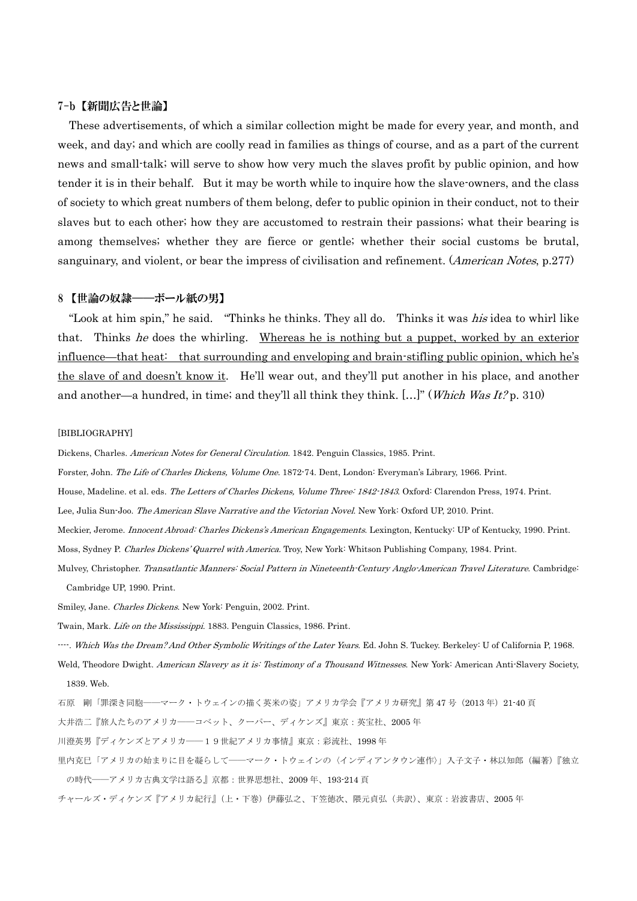### 7-b【新聞広告と世論】

These advertisements, of which a similar collection might be made for every year, and month, and week, and day; and which are coolly read in families as things of course, and as a part of the current news and small-talk; will serve to show how very much the slaves profit by public opinion, and how tender it is in their behalf. But it may be worth while to inquire how the slave-owners, and the class of society to which great numbers of them belong, defer to public opinion in their conduct, not to their slaves but to each other; how they are accustomed to restrain their passions; what their bearing is among themselves; whether they are fierce or gentle; whether their social customs be brutal, sanguinary, and violent, or bear the impress of civilisation and refinement. (*American Notes*, p.277)

### 8 【世論の奴隷――ボール紙の男】

"Look at him spin," he said. "Thinks he thinks. They all do. Thinks it was *his* idea to whirl like that. Thinks *he* does the whirling. <u>Whereas he is nothing but a puppet, worked by an exterior influence—that heat: that surrounding and enveloping and brain-stifling public opinion, which he's the slave of and doesn't know it</u>. He'll wear out, and they'll put another in his place, and another and another—a hundred, in time; and they'll all think they think. [...]" (*Which Was It?* p. 310)

[BIBLIOGRAPHY]

Dickens, Charles. *American Notes for General Circulation*. 1842. Penguin Classics, 1985. Print.

Forster, John. *The Life of Charles Dickens, Volume One*. 1872-74. Dent, London: Everyman's Library, 1966. Print.

House, Madeline. et al. eds. *The Letters of Charles Dickens, Volume Three: 1842-1843*. Oxford: Clarendon Press, 1974. Print.

Lee, Julia Sun-Joo. *The American Slave Narrative and the Victorian Novel*. New York: Oxford UP, 2010. Print.

Meckier, Jerome. *Innocent Abroad: Charles Dickens's American Engagements*. Lexington, Kentucky: UP of Kentucky, 1990. Print.

Moss, Sydney P. *Charles Dickens' Quarrel with America*. Troy, New York: Whitson Publishing Company, 1984. Print.

Mulvey, Christopher. *Transatlantic Manners: Social Pattern in Nineteenth-Century Anglo-American Travel Literature*. Cambridge: Cambridge UP, 1990. Print.

Smiley, Jane. *Charles Dickens*. New York: Penguin, 2002. Print.

Twain, Mark. *Life on the Mississippi*. 1883. Penguin Classics, 1986. Print.

----. *Which Was the Dream? And Other Symbolic Writings of the Later Years*. Ed. John S. Tuckey. Berkeley: U of California P, 1968.

Weld, Theodore Dwight. *American Slavery as it is: Testimony of a Thousand Witnesses*. New York: American Anti-Slavery Society, 1839. Web.

石原　剛「罪深き同胞――マーク・トウェインの描く英米の姿」アメリカ学会『アメリカ研究』第 47 号（2013 年）21-40 頁

大井浩二『旅人たちのアメリカ――コベット、クーパー、ディケンズ』東京：英宝社、2005 年

川澄英男『ディケンズとアメリカ――１９世紀アメリカ事情』東京：彩流社、1998 年

里内克巳「アメリカの始まりに目を凝らして――マーク・トウェインの〈インディアンタウン連作〉」入子文子・林以知郎（編著）『独立の時代――アメリカ古典文学は語る』京都：世界思想社、2009 年、193-214 頁

チャールズ・ディケンズ『アメリカ紀行』（上・下巻）伊藤弘之、下笠徳次、隈元貞弘（共訳）、東京：岩波書店、2005 年